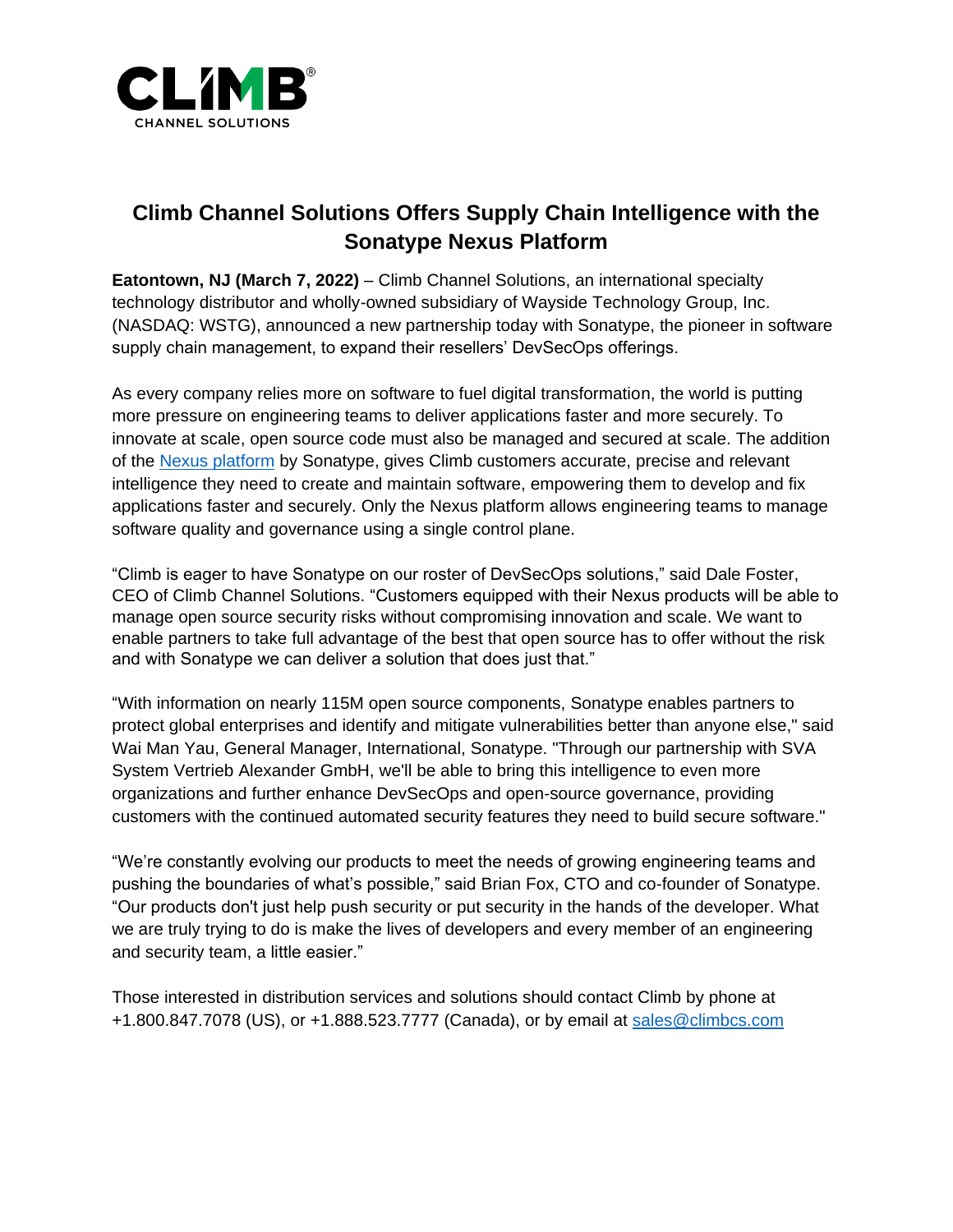# Climb Channel Solutions Offers Supply Chain Intelligence with the Sonatype Nexus Platform

**Eatontown, NJ (March 7, 2022)** – Climb Channel Solutions, an international specialty technology distributor and wholly-owned subsidiary of Wayside Technology Group, Inc. (NASDAQ: WSTG), announced a new partnership today with Sonatype, the pioneer in software supply chain management, to expand their resellers' DevSecOps offerings.

As every company relies more on software to fuel digital transformation, the world is putting more pressure on engineering teams to deliver applications faster and more securely. To innovate at scale, open source code must also be managed and secured at scale. The addition of the [Nexus platform](#) by Sonatype, gives Climb customers accurate, precise and relevant intelligence they need to create and maintain software, empowering them to develop and fix applications faster and securely. Only the Nexus platform allows engineering teams to manage software quality and governance using a single control plane.

"Climb is eager to have Sonatype on our roster of DevSecOps solutions," said Dale Foster, CEO of Climb Channel Solutions. "Customers equipped with their Nexus products will be able to manage open source security risks without compromising innovation and scale. We want to enable partners to take full advantage of the best that open source has to offer without the risk and with Sonatype we can deliver a solution that does just that."

"With information on nearly 115M open source components, Sonatype enables partners to protect global enterprises and identify and mitigate vulnerabilities better than anyone else," said Wai Man Yau, General Manager, International, Sonatype. "Through our partnership with SVA System Vertrieb Alexander GmbH, we'll be able to bring this intelligence to even more organizations and further enhance DevSecOps and open-source governance, providing customers with the continued automated security features they need to build secure software."

"We're constantly evolving our products to meet the needs of growing engineering teams and pushing the boundaries of what's possible," said Brian Fox, CTO and co-founder of Sonatype. "Our products don't just help push security or put security in the hands of the developer. What we are truly trying to do is make the lives of developers and every member of an engineering and security team, a little easier."

Those interested in distribution services and solutions should contact Climb by phone at +1.800.847.7078 (US), or +1.888.523.7777 (Canada), or by email at [sales@climbcs.com](mailto:sales@climbcs.com)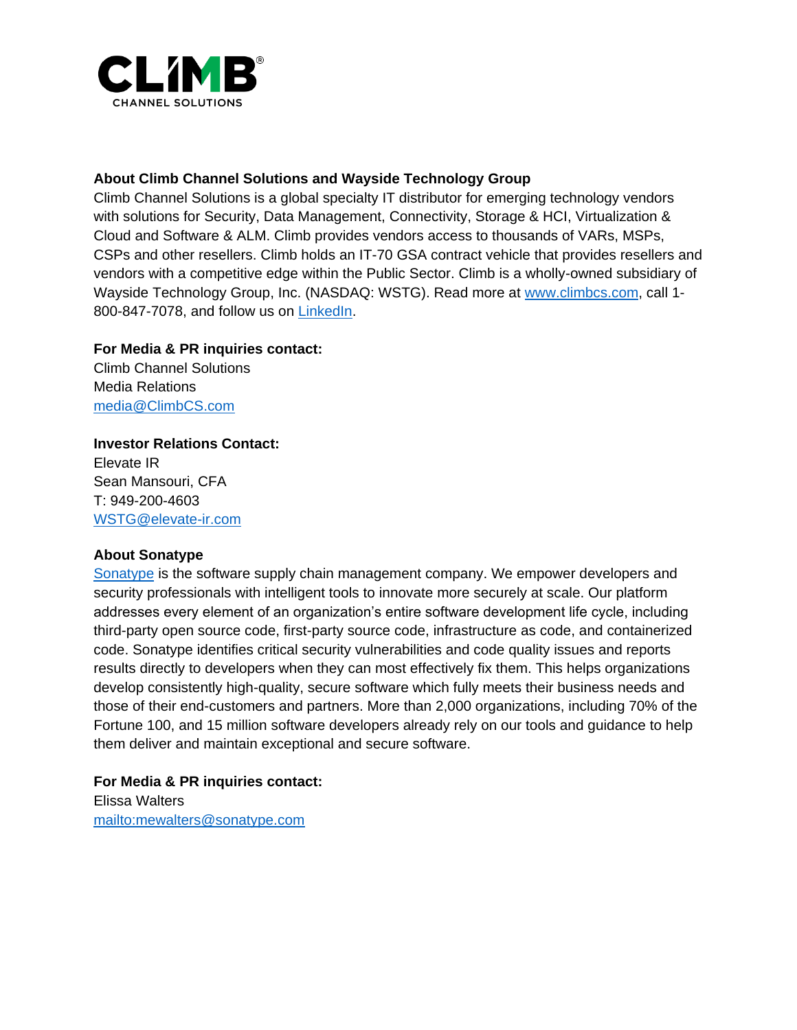**About Climb Channel Solutions and Wayside Technology Group**

Climb Channel Solutions is a global specialty IT distributor for emerging technology vendors with solutions for Security, Data Management, Connectivity, Storage & HCI, Virtualization & Cloud and Software & ALM. Climb provides vendors access to thousands of VARs, MSPs, CSPs and other resellers. Climb holds an IT-70 GSA contract vehicle that provides resellers and vendors with a competitive edge within the Public Sector. Climb is a wholly-owned subsidiary of Wayside Technology Group, Inc. (NASDAQ: WSTG). Read more at www.climbcs.com, call 1-800-847-7078, and follow us on LinkedIn.

**For Media & PR inquiries contact:**

Climb Channel Solutions
Media Relations
media@ClimbCS.com

**Investor Relations Contact:**

Elevate IR
Sean Mansouri, CFA
T: 949-200-4603
WSTG@elevate-ir.com

**About Sonatype**

Sonatype is the software supply chain management company. We empower developers and security professionals with intelligent tools to innovate more securely at scale. Our platform addresses every element of an organization's entire software development life cycle, including third-party open source code, first-party source code, infrastructure as code, and containerized code. Sonatype identifies critical security vulnerabilities and code quality issues and reports results directly to developers when they can most effectively fix them. This helps organizations develop consistently high-quality, secure software which fully meets their business needs and those of their end-customers and partners. More than 2,000 organizations, including 70% of the Fortune 100, and 15 million software developers already rely on our tools and guidance to help them deliver and maintain exceptional and secure software.

**For Media & PR inquiries contact:**

Elissa Walters
mailto:mewalters@sonatype.com